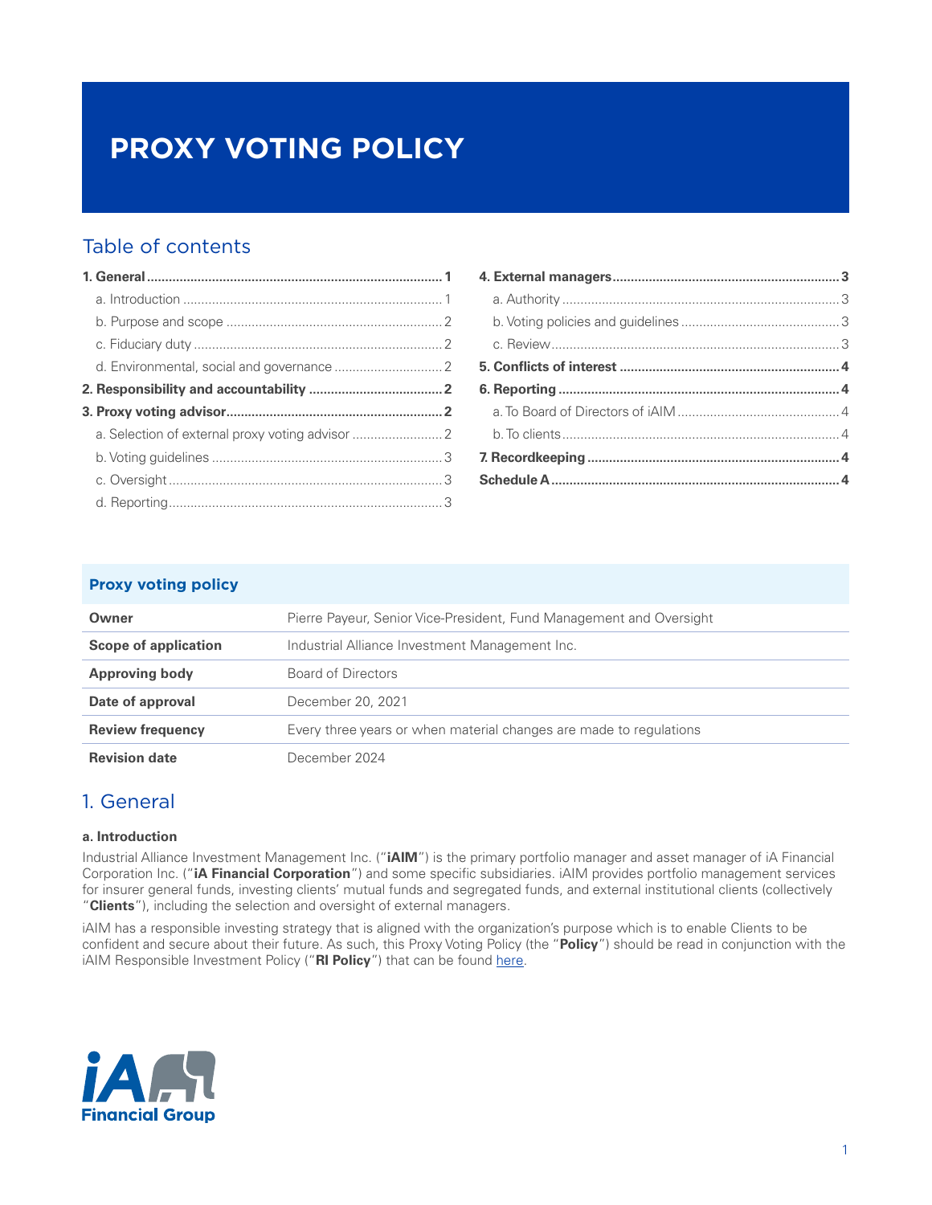# PROXY VOTING POLICY

## Table of contents

**1. General** ... 1
- a. Introduction ... 1
- b. Purpose and scope ... 2
- c. Fiduciary duty ... 2
- d. Environmental, social and governance ... 2

**2. Responsibility and accountability** ... 2

**3. Proxy voting advisor** ... 2
- a. Selection of external proxy voting advisor ... 2
- b. Voting guidelines ... 3
- c. Oversight ... 3
- d. Reporting ... 3

**4. External managers** ... 3
- a. Authority ... 3
- b. Voting policies and guidelines ... 3
- c. Review ... 3

**5. Conflicts of interest** ... 4

**6. Reporting** ... 4
- a. To Board of Directors of iAIM ... 4
- b. To clients ... 4

**7. Recordkeeping** ... 4

**Schedule A** ... 4

| Proxy voting policy | |
|---|---|
| **Owner** | Pierre Payeur, Senior Vice-President, Fund Management and Oversight |
| **Scope of application** | Industrial Alliance Investment Management Inc. |
| **Approving body** | Board of Directors |
| **Date of approval** | December 20, 2021 |
| **Review frequency** | Every three years or when material changes are made to regulations |
| **Revision date** | December 2024 |

## 1. General

### a. Introduction

Industrial Alliance Investment Management Inc. ("**iAIM**") is the primary portfolio manager and asset manager of iA Financial Corporation Inc. ("**iA Financial Corporation**") and some specific subsidiaries. iAIM provides portfolio management services for insurer general funds, investing clients' mutual funds and segregated funds, and external institutional clients (collectively "**Clients**"), including the selection and oversight of external managers.

iAIM has a responsible investing strategy that is aligned with the organization's purpose which is to enable Clients to be confident and secure about their future. As such, this Proxy Voting Policy (the "**Policy**") should be read in conjunction with the iAIM Responsible Investment Policy ("**RI Policy**") that can be found here.

iA Financial Group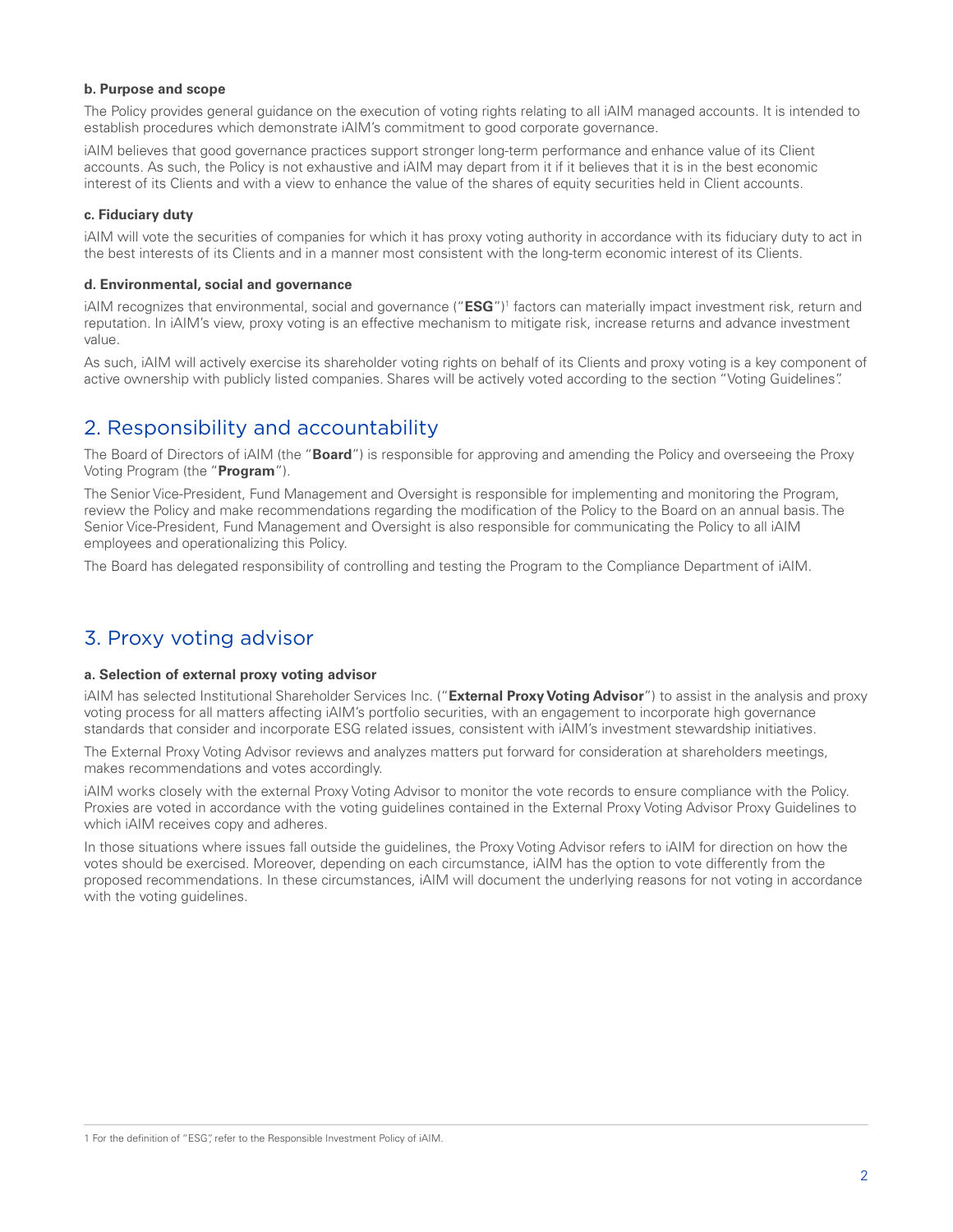#### b. Purpose and scope

The Policy provides general guidance on the execution of voting rights relating to all iAIM managed accounts. It is intended to establish procedures which demonstrate iAIM's commitment to good corporate governance.

iAIM believes that good governance practices support stronger long-term performance and enhance value of its Client accounts. As such, the Policy is not exhaustive and iAIM may depart from it if it believes that it is in the best economic interest of its Clients and with a view to enhance the value of the shares of equity securities held in Client accounts.

#### c. Fiduciary duty

iAIM will vote the securities of companies for which it has proxy voting authority in accordance with its fiduciary duty to act in the best interests of its Clients and in a manner most consistent with the long-term economic interest of its Clients.

#### d. Environmental, social and governance

iAIM recognizes that environmental, social and governance ("**ESG**")[1] factors can materially impact investment risk, return and reputation. In iAIM's view, proxy voting is an effective mechanism to mitigate risk, increase returns and advance investment value.

As such, iAIM will actively exercise its shareholder voting rights on behalf of its Clients and proxy voting is a key component of active ownership with publicly listed companies. Shares will be actively voted according to the section "Voting Guidelines".

## 2. Responsibility and accountability

The Board of Directors of iAIM (the "**Board**") is responsible for approving and amending the Policy and overseeing the Proxy Voting Program (the "**Program**").

The Senior Vice-President, Fund Management and Oversight is responsible for implementing and monitoring the Program, review the Policy and make recommendations regarding the modification of the Policy to the Board on an annual basis. The Senior Vice-President, Fund Management and Oversight is also responsible for communicating the Policy to all iAIM employees and operationalizing this Policy.

The Board has delegated responsibility of controlling and testing the Program to the Compliance Department of iAIM.

## 3. Proxy voting advisor

#### a. Selection of external proxy voting advisor

iAIM has selected Institutional Shareholder Services Inc. ("**External Proxy Voting Advisor**") to assist in the analysis and proxy voting process for all matters affecting iAIM's portfolio securities, with an engagement to incorporate high governance standards that consider and incorporate ESG related issues, consistent with iAIM's investment stewardship initiatives.

The External Proxy Voting Advisor reviews and analyzes matters put forward for consideration at shareholders meetings, makes recommendations and votes accordingly.

iAIM works closely with the external Proxy Voting Advisor to monitor the vote records to ensure compliance with the Policy. Proxies are voted in accordance with the voting guidelines contained in the External Proxy Voting Advisor Proxy Guidelines to which iAIM receives copy and adheres.

In those situations where issues fall outside the guidelines, the Proxy Voting Advisor refers to iAIM for direction on how the votes should be exercised. Moreover, depending on each circumstance, iAIM has the option to vote differently from the proposed recommendations. In these circumstances, iAIM will document the underlying reasons for not voting in accordance with the voting guidelines.

---

1 For the definition of "ESG", refer to the Responsible Investment Policy of iAIM.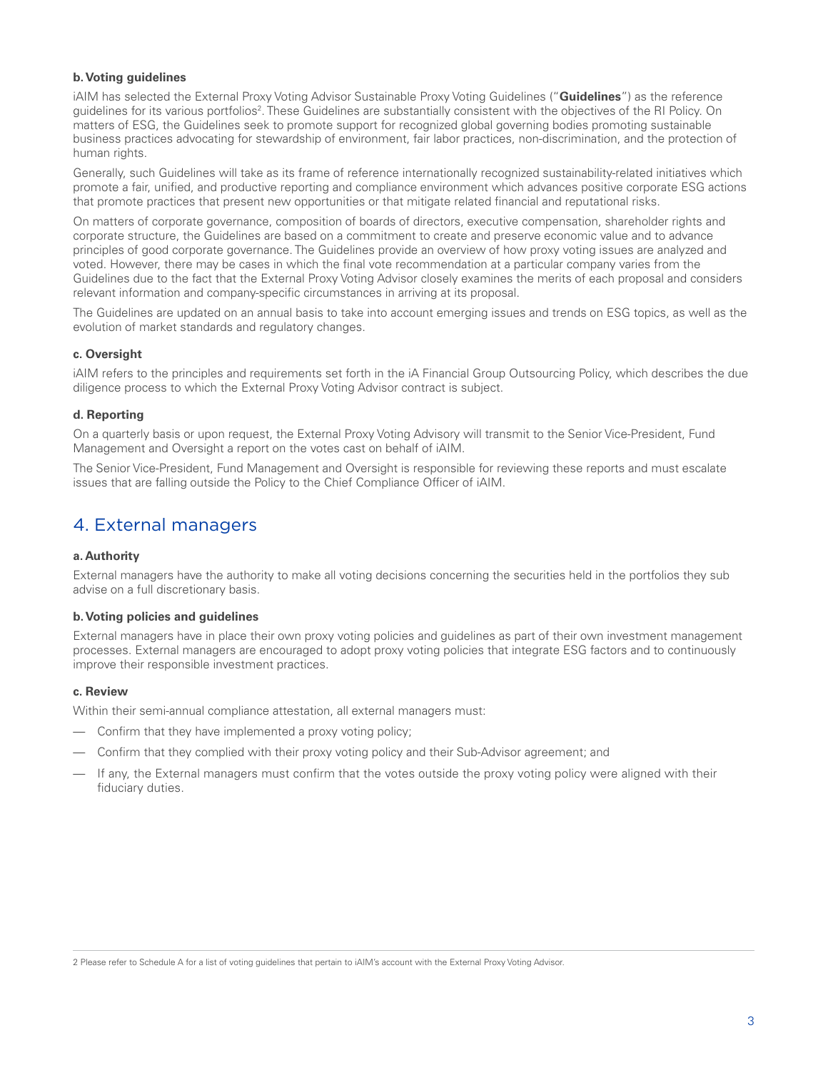**b. Voting guidelines**

iAIM has selected the External Proxy Voting Advisor Sustainable Proxy Voting Guidelines ("**Guidelines**") as the reference guidelines for its various portfolios[2]. These Guidelines are substantially consistent with the objectives of the RI Policy. On matters of ESG, the Guidelines seek to promote support for recognized global governing bodies promoting sustainable business practices advocating for stewardship of environment, fair labor practices, non-discrimination, and the protection of human rights.

Generally, such Guidelines will take as its frame of reference internationally recognized sustainability-related initiatives which promote a fair, unified, and productive reporting and compliance environment which advances positive corporate ESG actions that promote practices that present new opportunities or that mitigate related financial and reputational risks.

On matters of corporate governance, composition of boards of directors, executive compensation, shareholder rights and corporate structure, the Guidelines are based on a commitment to create and preserve economic value and to advance principles of good corporate governance. The Guidelines provide an overview of how proxy voting issues are analyzed and voted. However, there may be cases in which the final vote recommendation at a particular company varies from the Guidelines due to the fact that the External Proxy Voting Advisor closely examines the merits of each proposal and considers relevant information and company-specific circumstances in arriving at its proposal.

The Guidelines are updated on an annual basis to take into account emerging issues and trends on ESG topics, as well as the evolution of market standards and regulatory changes.

**c. Oversight**

iAIM refers to the principles and requirements set forth in the iA Financial Group Outsourcing Policy, which describes the due diligence process to which the External Proxy Voting Advisor contract is subject.

**d. Reporting**

On a quarterly basis or upon request, the External Proxy Voting Advisory will transmit to the Senior Vice-President, Fund Management and Oversight a report on the votes cast on behalf of iAIM.

The Senior Vice-President, Fund Management and Oversight is responsible for reviewing these reports and must escalate issues that are falling outside the Policy to the Chief Compliance Officer of iAIM.

## 4. External managers

**a. Authority**

External managers have the authority to make all voting decisions concerning the securities held in the portfolios they sub advise on a full discretionary basis.

**b. Voting policies and guidelines**

External managers have in place their own proxy voting policies and guidelines as part of their own investment management processes. External managers are encouraged to adopt proxy voting policies that integrate ESG factors and to continuously improve their responsible investment practices.

**c. Review**

Within their semi-annual compliance attestation, all external managers must:

- Confirm that they have implemented a proxy voting policy;
- Confirm that they complied with their proxy voting policy and their Sub-Advisor agreement; and
- If any, the External managers must confirm that the votes outside the proxy voting policy were aligned with their fiduciary duties.

2 Please refer to Schedule A for a list of voting guidelines that pertain to iAIM's account with the External Proxy Voting Advisor.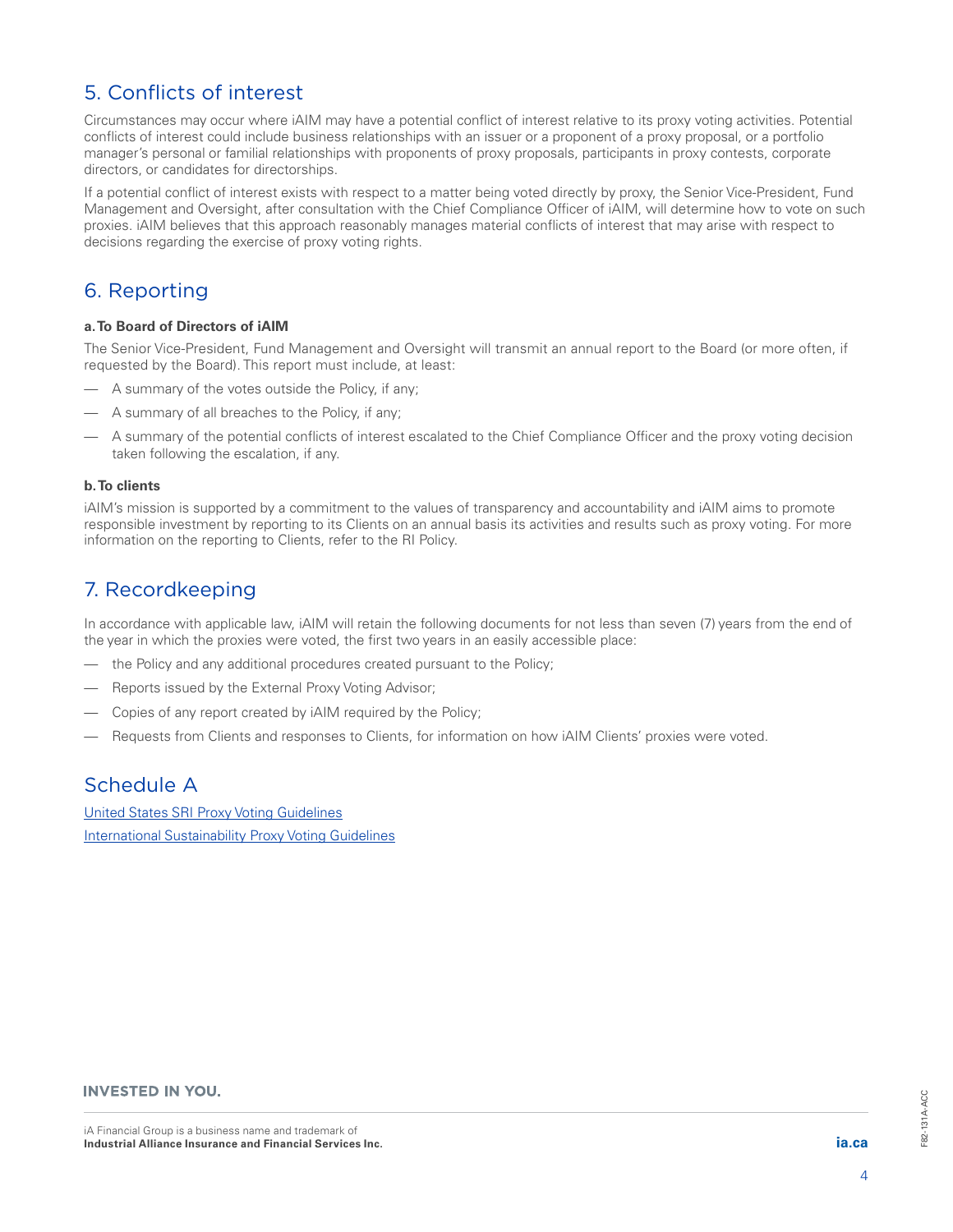## 5. Conflicts of interest

Circumstances may occur where iAIM may have a potential conflict of interest relative to its proxy voting activities. Potential conflicts of interest could include business relationships with an issuer or a proponent of a proxy proposal, or a portfolio manager's personal or familial relationships with proponents of proxy proposals, participants in proxy contests, corporate directors, or candidates for directorships.

If a potential conflict of interest exists with respect to a matter being voted directly by proxy, the Senior Vice-President, Fund Management and Oversight, after consultation with the Chief Compliance Officer of iAIM, will determine how to vote on such proxies. iAIM believes that this approach reasonably manages material conflicts of interest that may arise with respect to decisions regarding the exercise of proxy voting rights.

## 6. Reporting

**a. To Board of Directors of iAIM**

The Senior Vice-President, Fund Management and Oversight will transmit an annual report to the Board (or more often, if requested by the Board). This report must include, at least:

- A summary of the votes outside the Policy, if any;
- A summary of all breaches to the Policy, if any;
- A summary of the potential conflicts of interest escalated to the Chief Compliance Officer and the proxy voting decision taken following the escalation, if any.

**b. To clients**

iAIM's mission is supported by a commitment to the values of transparency and accountability and iAIM aims to promote responsible investment by reporting to its Clients on an annual basis its activities and results such as proxy voting. For more information on the reporting to Clients, refer to the RI Policy.

## 7. Recordkeeping

In accordance with applicable law, iAIM will retain the following documents for not less than seven (7) years from the end of the year in which the proxies were voted, the first two years in an easily accessible place:

- the Policy and any additional procedures created pursuant to the Policy;
- Reports issued by the External Proxy Voting Advisor;
- Copies of any report created by iAIM required by the Policy;
- Requests from Clients and responses to Clients, for information on how iAIM Clients' proxies were voted.

## Schedule A

United States SRI Proxy Voting Guidelines

International Sustainability Proxy Voting Guidelines

**INVESTED IN YOU.**

iA Financial Group is a business name and trademark of
**Industrial Alliance Insurance and Financial Services Inc.**

**ia.ca**

F82-131A-ACC